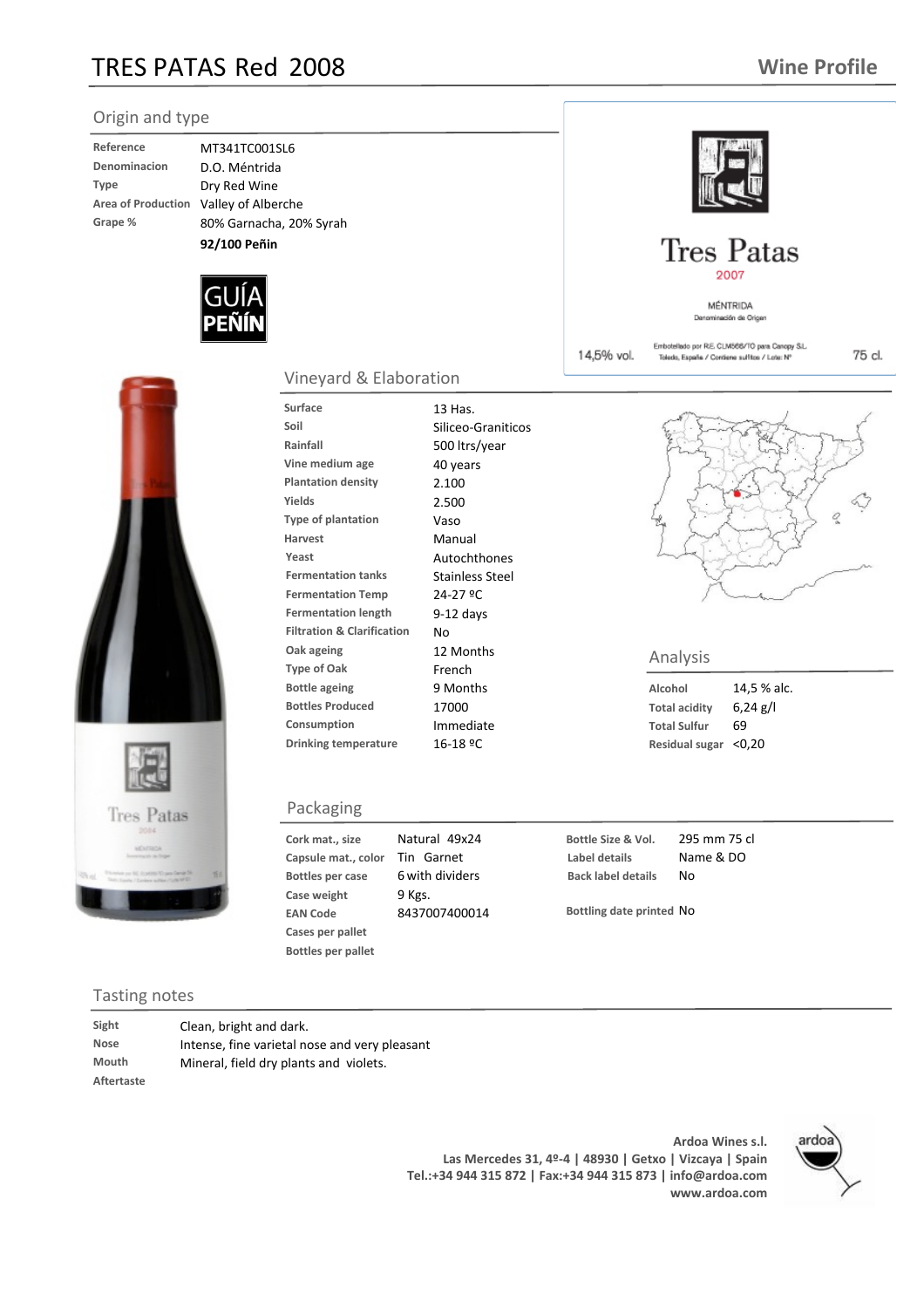# TRES PATAS Red 2008

## Wine Profile

### Origin and type

| | |
|---|---|
| Reference | MT341TC001SL6 |
| Denominacion | D.O. Méntrida |
| Type | Dry Red Wine |
| Area of Production | Valley of Alberche |
| Grape % | 80% Garnacha, 20% Syrah |
| | **92/100 Peñin** |

GUÍA PEÑÍN

Tres Patas
2007
MÉNTRIDA
Denominación de Origen
14,5% vol.
Embotellado por R.E. CLM566/TO para Canopy S.L.
Toledo, España / Contiene sulfitos / Lote: Nº
75 cl.

### Vineyard & Elaboration

| | |
|---|---|
| Surface | 13 Has. |
| Soil | Siliceo-Graniticos |
| Rainfall | 500 ltrs/year |
| Vine medium age | 40 years |
| Plantation density | 2.100 |
| Yields | 2.500 |
| Type of plantation | Vaso |
| Harvest | Manual |
| Yeast | Autochthones |
| Fermentation tanks | Stainless Steel |
| Fermentation Temp | 24-27 ºC |
| Fermentation length | 9-12 days |
| Filtration & Clarification | No |
| Oak ageing | 12 Months |
| Type of Oak | French |
| Bottle ageing | 9 Months |
| Bottles Produced | 17000 |
| Consumption | Immediate |
| Drinking temperature | 16-18 ºC |

### Analysis

| | |
|---|---|
| Alcohol | 14,5 % alc. |
| Total acidity | 6,24 g/l |
| Total Sulfur | 69 |
| Residual sugar | <0,20 |

### Packaging

| | | | |
|---|---|---|---|
| Cork mat., size | Natural 49x24 | Bottle Size & Vol. | 295 mm 75 cl |
| Capsule mat., color | Tin Garnet | Label details | Name & DO |
| Bottles per case | 6 with dividers | Back label details | No |
| Case weight | 9 Kgs. | | |
| EAN Code | 8437007400014 | Bottling date printed | No |
| Cases per pallet | | | |
| Bottles per pallet | | | |

### Tasting notes

| | |
|---|---|
| Sight | Clean, bright and dark. |
| Nose | Intense, fine varietal nose and very pleasant |
| Mouth | Mineral, field dry plants and violets. |
| Aftertaste | |

**Ardoa Wines s.l.**
**Las Mercedes 31, 4º-4 | 48930 | Getxo | Vizcaya | Spain**
**Tel.:+34 944 315 872 | Fax:+34 944 315 873 | info@ardoa.com**
**www.ardoa.com**

ardoa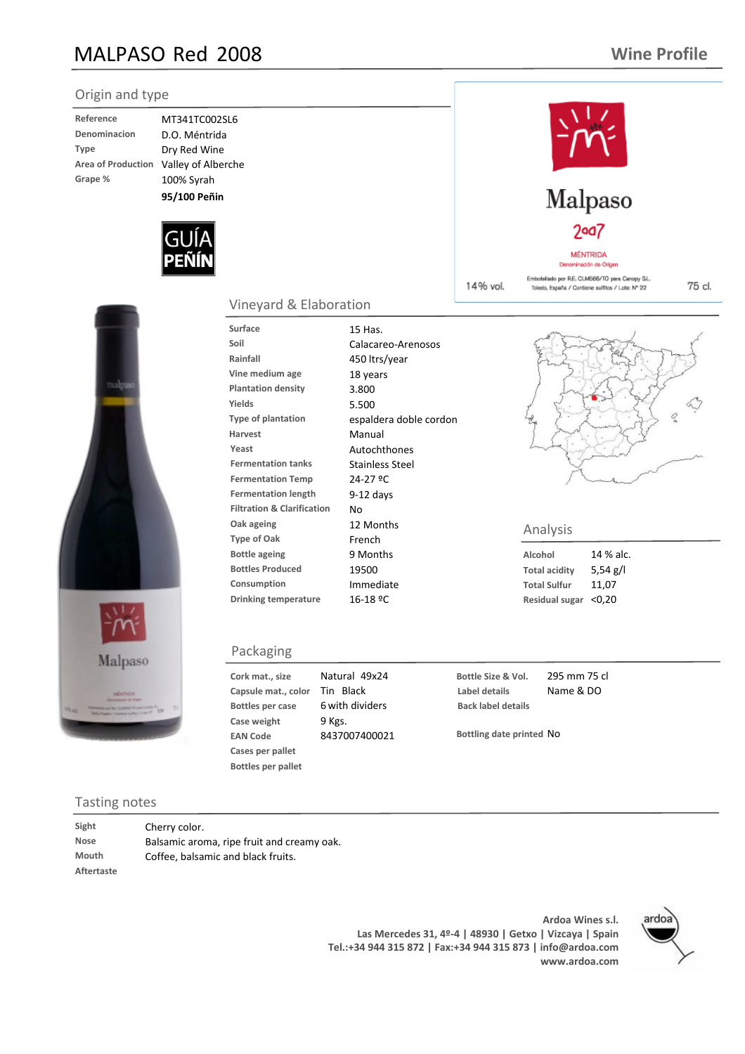# MALPASO Red 2008

**Wine Profile**

## Origin and type

| | |
|---|---|
| Reference | MT341TC002SL6 |
| Denominacion | D.O. Méntrida |
| Type | Dry Red Wine |
| Area of Production | Valley of Alberche |
| Grape % | 100% Syrah |
| | **95/100 Peñin** |

GUÍA PEÑÍN

Malpaso 2007 MÉNTRIDA Denominación de Origen
14% vol. Embotellado por R.E. CLM666/TO para Canopy S.L. Toledo, España / Contiene sulfitos / Lote: Nº 22 75 cl.

## Vineyard & Elaboration

| | |
|---|---|
| Surface | 15 Has. |
| Soil | Calacareo-Arenosos |
| Rainfall | 450 ltrs/year |
| Vine medium age | 18 years |
| Plantation density | 3.800 |
| Yields | 5.500 |
| Type of plantation | espaldera doble cordon |
| Harvest | Manual |
| Yeast | Autochthones |
| Fermentation tanks | Stainless Steel |
| Fermentation Temp | 24-27 ºC |
| Fermentation length | 9-12 days |
| Filtration & Clarification | No |
| Oak ageing | 12 Months |
| Type of Oak | French |
| Bottle ageing | 9 Months |
| Bottles Produced | 19500 |
| Consumption | Immediate |
| Drinking temperature | 16-18 ºC |

## Analysis

| | |
|---|---|
| Alcohol | 14 % alc. |
| Total acidity | 5,54 g/l |
| Total Sulfur | 11,07 |
| Residual sugar | <0,20 |

## Packaging

| | | | |
|---|---|---|---|
| Cork mat., size | Natural 49x24 | Bottle Size & Vol. | 295 mm 75 cl |
| Capsule mat., color | Tin Black | Label details | Name & DO |
| Bottles per case | 6 with dividers | Back label details | |
| Case weight | 9 Kgs. | | |
| EAN Code | 8437007400021 | Bottling date printed | No |
| Cases per pallet | | | |
| Bottles per pallet | | | |

## Tasting notes

| | |
|---|---|
| Sight | Cherry color. |
| Nose | Balsamic aroma, ripe fruit and creamy oak. |
| Mouth | Coffee, balsamic and black fruits. |
| Aftertaste | |

**Ardoa Wines s.l.**
**Las Mercedes 31, 4º-4 | 48930 | Getxo | Vizcaya | Spain**
**Tel.:+34 944 315 872 | Fax:+34 944 315 873 | info@ardoa.com**
**www.ardoa.com**

ardoa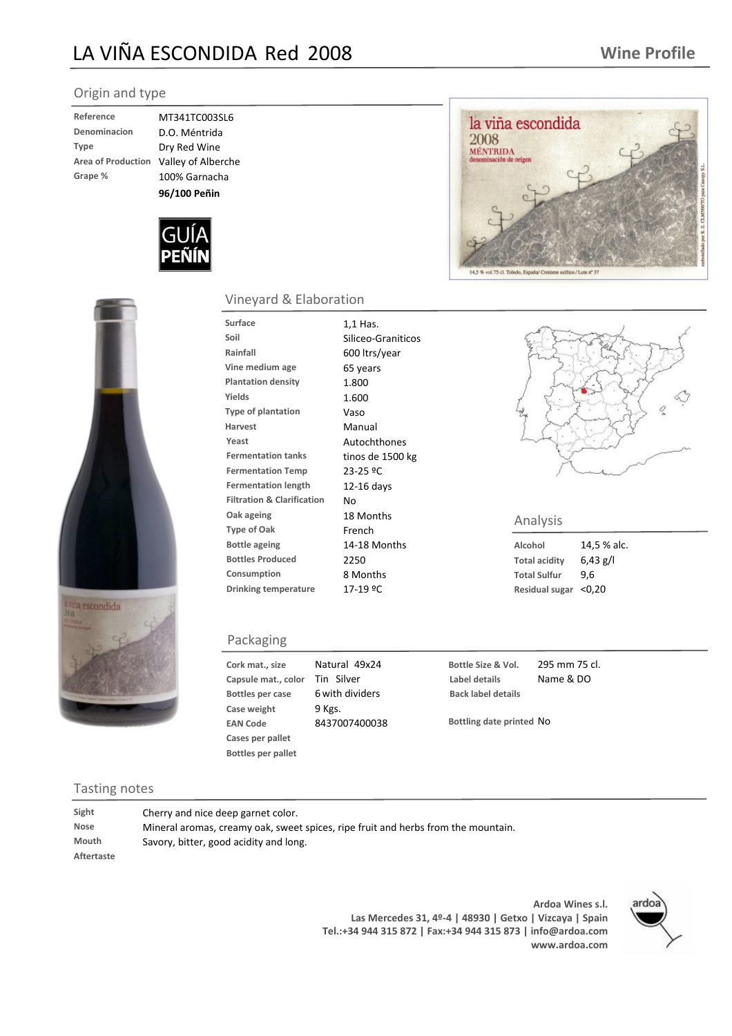# LA VIÑA ESCONDIDA Red 2008

**Wine Profile**

## Origin and type

| | |
|---|---|
| **Reference** | MT341TC003SL6 |
| **Denominacion** | D.O. Méntrida |
| **Type** | Dry Red Wine |
| **Area of Production** | Valley of Alberche |
| **Grape %** | 100% Garnacha |
| | **96/100 Peñin** |

GUÍA PEÑÍN

## Vineyard & Elaboration

| | |
|---|---|
| **Surface** | 1,1 Has. |
| **Soil** | Siliceo-Graniticos |
| **Rainfall** | 600 ltrs/year |
| **Vine medium age** | 65 years |
| **Plantation density** | 1.800 |
| **Yields** | 1.600 |
| **Type of plantation** | Vaso |
| **Harvest** | Manual |
| **Yeast** | Autochthones |
| **Fermentation tanks** | tinos de 1500 kg |
| **Fermentation Temp** | 23-25 ºC |
| **Fermentation length** | 12-16 days |
| **Filtration & Clarification** | No |
| **Oak ageing** | 18 Months |
| **Type of Oak** | French |
| **Bottle ageing** | 14-18 Months |
| **Bottles Produced** | 2250 |
| **Consumption** | 8 Months |
| **Drinking temperature** | 17-19 ºC |

## Analysis

| | |
|---|---|
| **Alcohol** | 14,5 % alc. |
| **Total acidity** | 6,43 g/l |
| **Total Sulfur** | 9,6 |
| **Residual sugar** | <0,20 |

## Packaging

| | | | |
|---|---|---|---|
| **Cork mat., size** | Natural 49x24 | **Bottle Size & Vol.** | 295 mm 75 cl. |
| **Capsule mat., color** | Tin Silver | **Label details** | Name & DO |
| **Bottles per case** | 6 with dividers | **Back label details** | |
| **Case weight** | 9 Kgs. | | |
| **EAN Code** | 8437007400038 | **Bottling date printed** | No |
| **Cases per pallet** | | | |
| **Bottles per pallet** | | | |

## Tasting notes

| | |
|---|---|
| **Sight** | Cherry and nice deep garnet color. |
| **Nose** | Mineral aromas, creamy oak, sweet spices, ripe fruit and herbs from the mountain. |
| **Mouth** | Savory, bitter, good acidity and long. |
| **Aftertaste** | |

**Ardoa Wines s.l.**
**Las Mercedes 31, 4º-4 | 48930 | Getxo | Vizcaya | Spain**
**Tel.:+34 944 315 872 | Fax:+34 944 315 873 | info@ardoa.com**
**www.ardoa.com**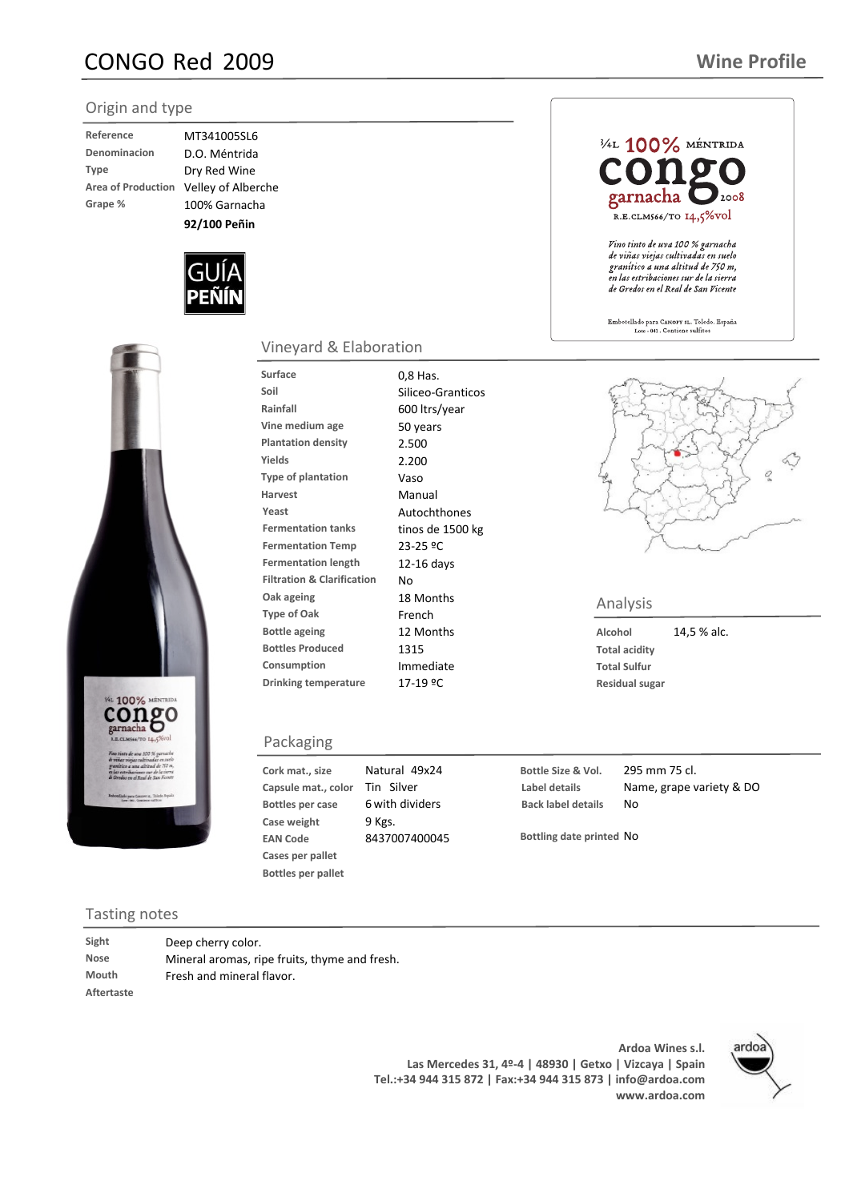# CONGO Red 2009

Wine Profile

## Origin and type

| | |
|---|---|
| Reference | MT341005SL6 |
| Denominacion | D.O. Méntrida |
| Type | Dry Red Wine |
| Area of Production | Velley of Alberche |
| Grape % | 100% Garnacha |
| | **92/100 Peñin** |

GUÍA PEÑÍN

¼L 100% MÉNTRIDA
congo
garnacha 2008
R.E.CLM566/TO 14,5%vol

*Vino tinto de uva 100 % garnacha de viñas viejas cultivadas en suelo granítico a una altitud de 750 m, en las estribaciones sur de la sierra de Gredos en el Real de San Vicente*

Embotellado para Canopy sl. Toledo. España
Lote - 041 . Contiene sulfitos

## Vineyard & Elaboration

| | |
|---|---|
| Surface | 0,8 Has. |
| Soil | Siliceo-Granticos |
| Rainfall | 600 ltrs/year |
| Vine medium age | 50 years |
| Plantation density | 2.500 |
| Yields | 2.200 |
| Type of plantation | Vaso |
| Harvest | Manual |
| Yeast | Autochthones |
| Fermentation tanks | tinos de 1500 kg |
| Fermentation Temp | 23-25 ºC |
| Fermentation length | 12-16 days |
| Filtration & Clarification | No |
| Oak ageing | 18 Months |
| Type of Oak | French |
| Bottle ageing | 12 Months |
| Bottles Produced | 1315 |
| Consumption | Immediate |
| Drinking temperature | 17-19 ºC |

## Analysis

| | |
|---|---|
| Alcohol | 14,5 % alc. |
| Total acidity | |
| Total Sulfur | |
| Residual sugar | |

## Packaging

| | | | |
|---|---|---|---|
| Cork mat., size | Natural 49x24 | Bottle Size & Vol. | 295 mm 75 cl. |
| Capsule mat., color | Tin Silver | Label details | Name, grape variety & DO |
| Bottles per case | 6 with dividers | Back label details | No |
| Case weight | 9 Kgs. | | |
| EAN Code | 8437007400045 | Bottling date printed | No |
| Cases per pallet | | | |
| Bottles per pallet | | | |

## Tasting notes

| | |
|---|---|
| Sight | Deep cherry color. |
| Nose | Mineral aromas, ripe fruits, thyme and fresh. |
| Mouth | Fresh and mineral flavor. |
| Aftertaste | |

**Ardoa Wines s.l.**
**Las Mercedes 31, 4º-4 | 48930 | Getxo | Vizcaya | Spain**
**Tel.:+34 944 315 872 | Fax:+34 944 315 873 | info@ardoa.com**
**www.ardoa.com**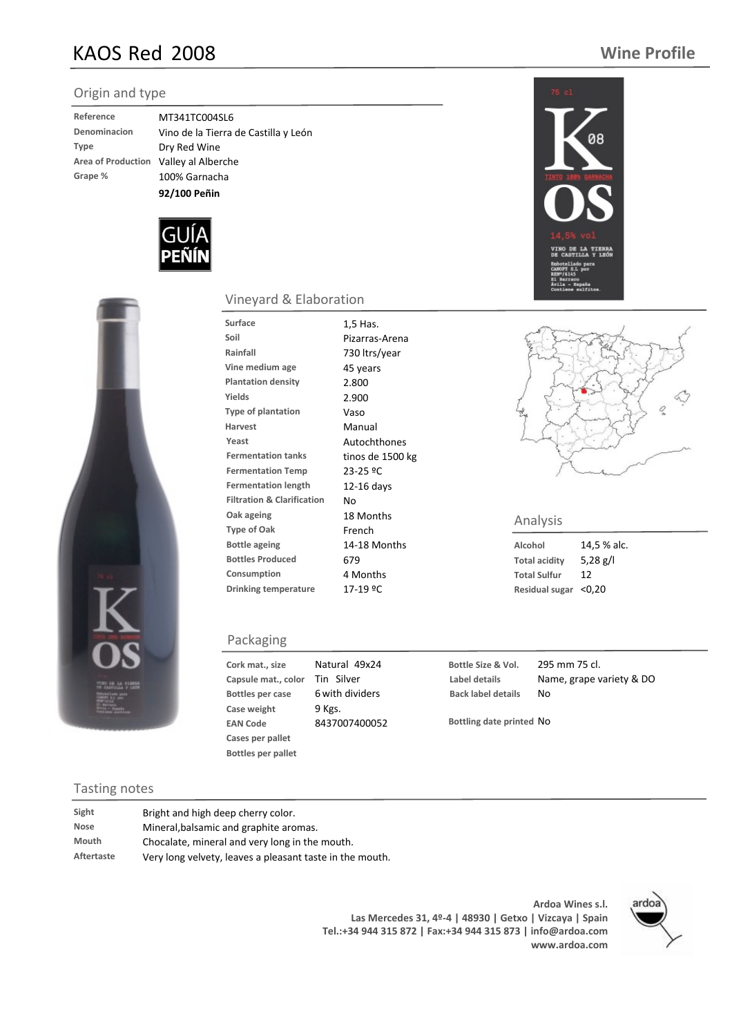# KAOS Red 2008

**Wine Profile**

## Origin and type

| | |
|---|---|
| **Reference** | MT341TC004SL6 |
| **Denominacion** | Vino de la Tierra de Castilla y León |
| **Type** | Dry Red Wine |
| **Area of Production** | Valley al Alberche |
| **Grape %** | 100% Garnacha |
| | **92/100 Peñin** |

## Vineyard & Elaboration

| | |
|---|---|
| **Surface** | 1,5 Has. |
| **Soil** | Pizarras-Arena |
| **Rainfall** | 730 ltrs/year |
| **Vine medium age** | 45 years |
| **Plantation density** | 2.800 |
| **Yields** | 2.900 |
| **Type of plantation** | Vaso |
| **Harvest** | Manual |
| **Yeast** | Autochthones |
| **Fermentation tanks** | tinos de 1500 kg |
| **Fermentation Temp** | 23-25 ºC |
| **Fermentation length** | 12-16 days |
| **Filtration & Clarification** | No |
| **Oak ageing** | 18 Months |
| **Type of Oak** | French |
| **Bottle ageing** | 14-18 Months |
| **Bottles Produced** | 679 |
| **Consumption** | 4 Months |
| **Drinking temperature** | 17-19 ºC |

## Analysis

| | |
|---|---|
| **Alcohol** | 14,5 % alc. |
| **Total acidity** | 5,28 g/l |
| **Total Sulfur** | 12 |
| **Residual sugar** | <0,20 |

## Packaging

| | | | |
|---|---|---|---|
| **Cork mat., size** | Natural 49x24 | **Bottle Size & Vol.** | 295 mm 75 cl. |
| **Capsule mat., color** | Tin Silver | **Label details** | Name, grape variety & DO |
| **Bottles per case** | 6 with dividers | **Back label details** | No |
| **Case weight** | 9 Kgs. | | |
| **EAN Code** | 8437007400052 | **Bottling date printed** | No |
| **Cases per pallet** | | | |
| **Bottles per pallet** | | | |

## Tasting notes

| | |
|---|---|
| **Sight** | Bright and high deep cherry color. |
| **Nose** | Mineral,balsamic and graphite aromas. |
| **Mouth** | Chacolate, mineral and very long in the mouth. |
| **Aftertaste** | Very long velvety, leaves a pleasant taste in the mouth. |

**Ardoa Wines s.l.**
**Las Mercedes 31, 4º-4 | 48930 | Getxo | Vizcaya | Spain**
**Tel.:+34 944 315 872 | Fax:+34 944 315 873 | info@ardoa.com**
**www.ardoa.com**